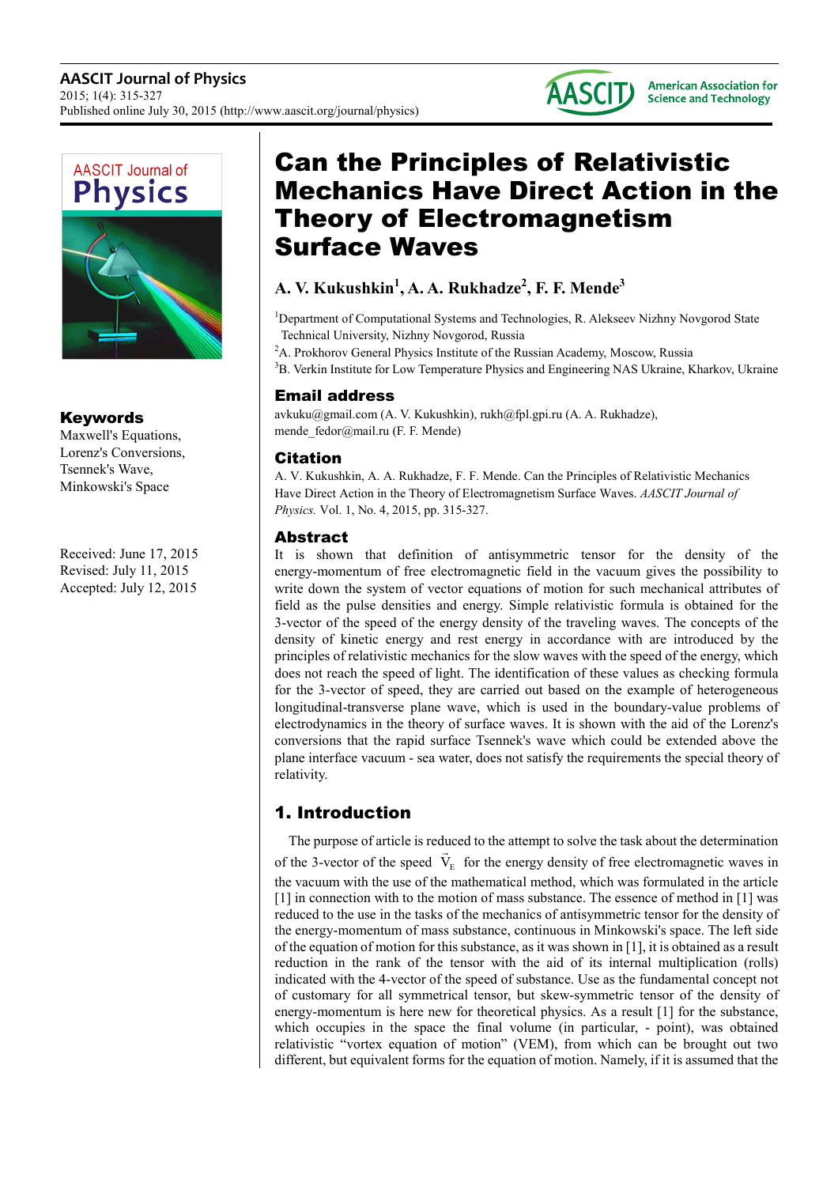# Can the Principles of Relativistic Mechanics Have Direct Action in the Theory of Electromagnetism Surface Waves

**A. V. Kukushkin[1], A. A. Rukhadze[2], F. F. Mende[3]**

[1]Department of Computational Systems and Technologies, R. Alekseev Nizhny Novgorod State Technical University, Nizhny Novgorod, Russia

[2]A. Prokhorov General Physics Institute of the Russian Academy, Moscow, Russia

[3]B. Verkin Institute for Low Temperature Physics and Engineering NAS Ukraine, Kharkov, Ukraine

## Email address

avkuku@gmail.com (A. V. Kukushkin), rukh@fpl.gpi.ru (A. A. Rukhadze), mende_fedor@mail.ru (F. F. Mende)

## Citation

A. V. Kukushkin, A. A. Rukhadze, F. F. Mende. Can the Principles of Relativistic Mechanics Have Direct Action in the Theory of Electromagnetism Surface Waves. *AASCIT Journal of Physics.* Vol. 1, No. 4, 2015, pp. 315-327.

## Keywords

Maxwell's Equations, Lorenz's Conversions, Tsennek's Wave, Minkowski's Space

Received: June 17, 2015
Revised: July 11, 2015
Accepted: July 12, 2015

## Abstract

It is shown that definition of antisymmetric tensor for the density of the energy-momentum of free electromagnetic field in the vacuum gives the possibility to write down the system of vector equations of motion for such mechanical attributes of field as the pulse densities and energy. Simple relativistic formula is obtained for the 3-vector of the speed of the energy density of the traveling waves. The concepts of the density of kinetic energy and rest energy in accordance with are introduced by the principles of relativistic mechanics for the slow waves with the speed of the energy, which does not reach the speed of light. The identification of these values as checking formula for the 3-vector of speed, they are carried out based on the example of heterogeneous longitudinal-transverse plane wave, which is used in the boundary-value problems of electrodynamics in the theory of surface waves. It is shown with the aid of the Lorenz's conversions that the rapid surface Tsennek's wave which could be extended above the plane interface vacuum - sea water, does not satisfy the requirements the special theory of relativity.

## 1. Introduction

The purpose of article is reduced to the attempt to solve the task about the determination of the 3-vector of the speed $\vec{V}_E$ for the energy density of free electromagnetic waves in the vacuum with the use of the mathematical method, which was formulated in the article [1] in connection with to the motion of mass substance. The essence of method in [1] was reduced to the use in the tasks of the mechanics of antisymmetric tensor for the density of the energy-momentum of mass substance, continuous in Minkowski's space. The left side of the equation of motion for this substance, as it was shown in [1], it is obtained as a result reduction in the rank of the tensor with the aid of its internal multiplication (rolls) indicated with the 4-vector of the speed of substance. Use as the fundamental concept not of customary for all symmetrical tensor, but skew-symmetric tensor of the density of energy-momentum is here new for theoretical physics. As a result [1] for the substance, which occupies in the space the final volume (in particular, - point), was obtained relativistic "vortex equation of motion" (VEM), from which can be brought out two different, but equivalent forms for the equation of motion. Namely, if it is assumed that the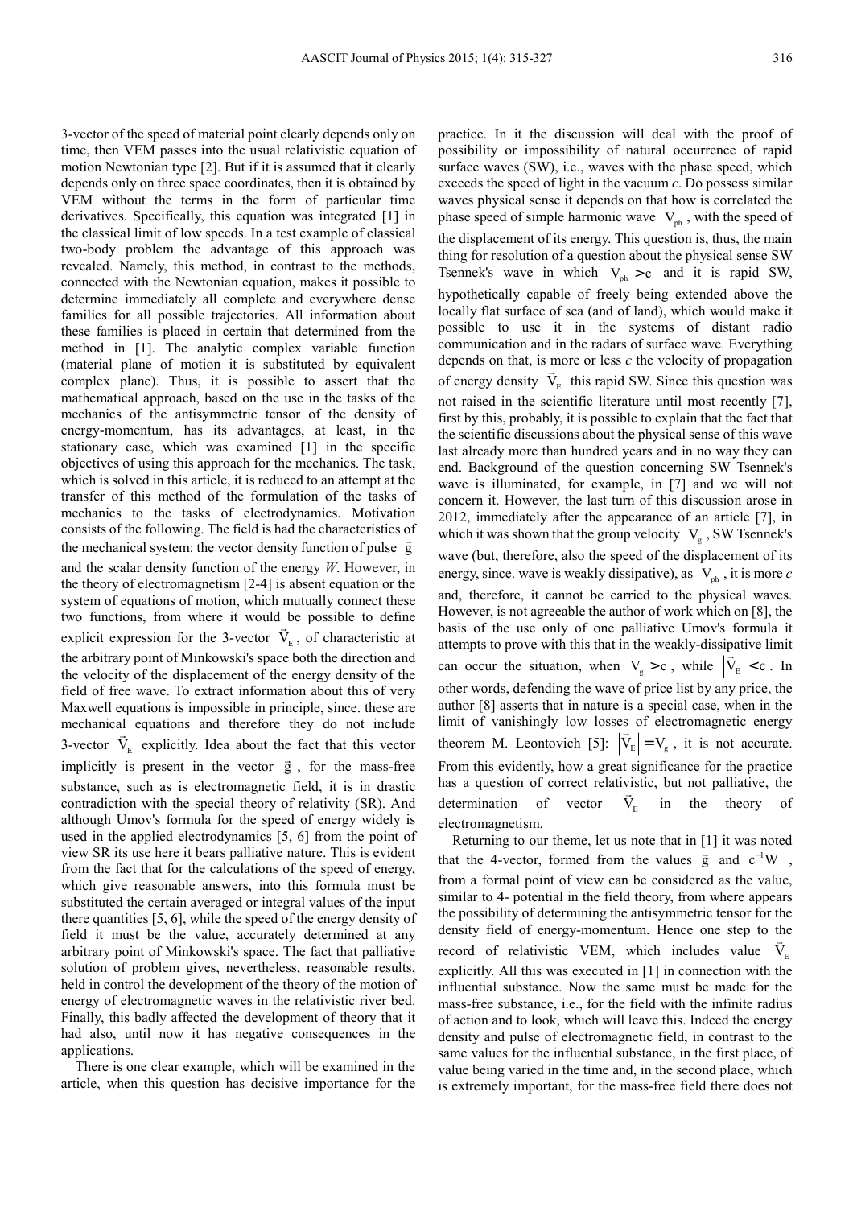3-vector of the speed of material point clearly depends only on time, then VEM passes into the usual relativistic equation of motion Newtonian type [2]. But if it is assumed that it clearly depends only on three space coordinates, then it is obtained by VEM without the terms in the form of particular time derivatives. Specifically, this equation was integrated [1] in the classical limit of low speeds. In a test example of classical two-body problem the advantage of this approach was revealed. Namely, this method, in contrast to the methods, connected with the Newtonian equation, makes it possible to determine immediately all complete and everywhere dense families for all possible trajectories. All information about these families is placed in certain that determined from the method in [1]. The analytic complex variable function (material plane of motion it is substituted by equivalent complex plane). Thus, it is possible to assert that the mathematical approach, based on the use in the tasks of the mechanics of the antisymmetric tensor of the density of energy-momentum, has its advantages, at least, in the stationary case, which was examined [1] in the specific objectives of using this approach for the mechanics. The task, which is solved in this article, it is reduced to an attempt at the transfer of this method of the formulation of the tasks of mechanics to the tasks of electrodynamics. Motivation consists of the following. The field is had the characteristics of the mechanical system: the vector density function of pulse $\vec{g}$ and the scalar density function of the energy $W$. However, in the theory of electromagnetism [2-4] is absent equation or the system of equations of motion, which mutually connect these two functions, from where it would be possible to define explicit expression for the 3-vector $\vec{V}_E$, of characteristic at the arbitrary point of Minkowski's space both the direction and the velocity of the displacement of the energy density of the field of free wave. To extract information about this of very Maxwell equations is impossible in principle, since. these are mechanical equations and therefore they do not include 3-vector $\vec{V}_E$ explicitly. Idea about the fact that this vector implicitly is present in the vector $\vec{g}$, for the mass-free substance, such as is electromagnetic field, it is in drastic contradiction with the special theory of relativity (SR). And although Umov's formula for the speed of energy widely is used in the applied electrodynamics [5, 6] from the point of view SR its use here it bears palliative nature. This is evident from the fact that for the calculations of the speed of energy, which give reasonable answers, into this formula must be substituted the certain averaged or integral values of the input there quantities [5, 6], while the speed of the energy density of field it must be the value, accurately determined at any arbitrary point of Minkowski's space. The fact that palliative solution of problem gives, nevertheless, reasonable results, held in control the development of the theory of the motion of energy of electromagnetic waves in the relativistic river bed. Finally, this badly affected the development of theory that it had also, until now it has negative consequences in the applications.

There is one clear example, which will be examined in the article, when this question has decisive importance for the practice. In it the discussion will deal with the proof of possibility or impossibility of natural occurrence of rapid surface waves (SW), i.e., waves with the phase speed, which exceeds the speed of light in the vacuum *c*. Do possess similar waves physical sense it depends on that how is correlated the phase speed of simple harmonic wave $V_{ph}$, with the speed of the displacement of its energy. This question is, thus, the main thing for resolution of a question about the physical sense SW Tsennek's wave in which $V_{ph} > c$ and it is rapid SW, hypothetically capable of freely being extended above the locally flat surface of sea (and of land), which would make it possible to use it in the systems of distant radio communication and in the radars of surface wave. Everything depends on that, is more or less *c* the velocity of propagation of energy density $\vec{V}_E$ this rapid SW. Since this question was not raised in the scientific literature until most recently [7], first by this, probably, it is possible to explain that the fact that the scientific discussions about the physical sense of this wave last already more than hundred years and in no way they can end. Background of the question concerning SW Tsennek's wave is illuminated, for example, in [7] and we will not concern it. However, the last turn of this discussion arose in 2012, immediately after the appearance of an article [7], in which it was shown that the group velocity $V_g$, SW Tsennek's wave (but, therefore, also the speed of the displacement of its energy, since. wave is weakly dissipative), as $V_{ph}$, it is more *c* and, therefore, it cannot be carried to the physical waves. However, is not agreeable the author of work which on [8], the basis of the use only of one palliative Umov's formula it attempts to prove with this that in the weakly-dissipative limit can occur the situation, when $V_g > c$, while $\left|\vec{V}_E\right| < c$. In other words, defending the wave of price list by any price, the author [8] asserts that in nature is a special case, when in the limit of vanishingly low losses of electromagnetic energy theorem M. Leontovich [5]: $\left|\vec{V}_E\right| = V_g$, it is not accurate. From this evidently, how a great significance for the practice has a question of correct relativistic, but not palliative, the determination of vector $\vec{V}_E$ in the theory of electromagnetism.

Returning to our theme, let us note that in [1] it was noted that the 4-vector, formed from the values $\vec{g}$ and $c^{-1}W$, from a formal point of view can be considered as the value, similar to 4- potential in the field theory, from where appears the possibility of determining the antisymmetric tensor for the density field of energy-momentum. Hence one step to the record of relativistic VEM, which includes value $\vec{V}_E$ explicitly. All this was executed in [1] in connection with the influential substance. Now the same must be made for the mass-free substance, i.e., for the field with the infinite radius of action and to look, which will leave this. Indeed the energy density and pulse of electromagnetic field, in contrast to the same values for the influential substance, in the first place, of value being varied in the time and, in the second place, which is extremely important, for the mass-free field there does not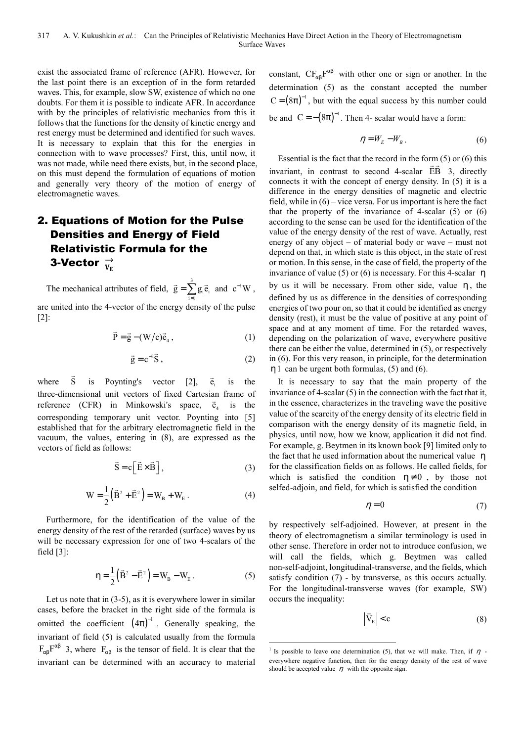exist the associated frame of reference (AFR). However, for the last point there is an exception of in the form retarded waves. This, for example, slow SW, existence of which no one doubts. For them it is possible to indicate AFR. In accordance with by the principles of relativistic mechanics from this it follows that the functions for the density of kinetic energy and rest energy must be determined and identified for such waves. It is necessary to explain that this for the energies in connection with to wave processes? First, this, until now, it was not made, while need there exists, but, in the second place, on this must depend the formulation of equations of motion and generally very theory of the motion of energy of electromagnetic waves.

## 2. Equations of Motion for the Pulse Densities and Energy of Field Relativistic Formula for the 3-Vector $\vec{V}_E$

The mechanical attributes of field, $\vec{g} = \sum_{i=1}^{3} g_i \vec{e}_i$ and $c^{-1}W$, are united into the 4-vector of the energy density of the pulse [2]:

$$\vec{P} = \vec{g} - (W/c)\vec{e}_4 , \quad (1)$$

$$\vec{g} = c^{-2}\vec{S} , \quad (2)$$

where $\vec{S}$ is Poynting's vector [2], $\vec{e}_i$ is the three-dimensional unit vectors of fixed Cartesian frame of reference (CFR) in Minkowski's space, $\vec{e}_4$ is the corresponding temporary unit vector. Poynting into [5] established that for the arbitrary electromagnetic field in the vacuum, the values, entering in (8), are expressed as the vectors of field as follows:

$$\vec{S} = c\left[\vec{E} \times \vec{B}\right], \quad (3)$$

$$W = \frac{1}{2}\left(\vec{B}^2 + \vec{E}^2\right) = W_B + W_E . \quad (4)$$

Furthermore, for the identification of the value of the energy density of the rest of the retarded (surface) waves by us will be necessary expression for one of two 4-scalars of the field [3]:

$$\eta = \frac{1}{2}\left(\vec{B}^2 - \vec{E}^2\right) = W_B - W_E . \quad (5)$$

Let us note that in (3-5), as it is everywhere lower in similar cases, before the bracket in the right side of the formula is omitted the coefficient $(4\pi)^{-1}$. Generally speaking, the invariant of field (5) is calculated usually from the formula $F_{\alpha\beta}F^{\alpha\beta}$ 3, where $F_{\alpha\beta}$ is the tensor of field. It is clear that the invariant can be determined with an accuracy to material constant, $CF_{\alpha\beta}F^{\alpha\beta}$ with other one or sign or another. In the determination (5) as the constant accepted the number $C = (8\pi)^{-1}$, but with the equal success by this number could be and $C = -(8\pi)^{-1}$. Then 4- scalar would have a form:

$$\eta = W_E - W_B . \quad (6)$$

Essential is the fact that the record in the form (5) or (6) this invariant, in contrast to second 4-scalar $\vec{E}\vec{B}$ 3, directly connects it with the concept of energy density. In (5) it is a difference in the energy densities of magnetic and electric field, while in (6) – vice versa. For us important is here the fact that the property of the invariance of 4-scalar (5) or (6) according to the sense can be used for the identification of the value of the energy density of the rest of wave. Actually, rest energy of any object – of material body or wave – must not depend on that, in which state is this object, in the state of rest or motion. In this sense, in the case of field, the property of the invariance of value (5) or (6) is necessary. For this 4-scalar $\eta$ by us it will be necessary. From other side, value $\eta$, the defined by us as difference in the densities of corresponding energies of two pour on, so that it could be identified as energy density (rest), it must be the value of positive at any point of space and at any moment of time. For the retarded waves, depending on the polarization of wave, everywhere positive there can be either the value, determined in (5), or respectively in (6). For this very reason, in principle, for the determination $\eta$ 1 can be urgent both formulas, (5) and (6).

It is necessary to say that the main property of the invariance of 4-scalar (5) in the connection with the fact that it, in the essence, characterizes in the traveling wave the positive value of the scarcity of the energy density of its electric field in comparison with the energy density of its magnetic field, in physics, until now, how we know, application it did not find. For example, g. Beytmen in its known book [9] limited only to the fact that he used information about the numerical value $\eta$ for the classification fields on as follows. He called fields, for which is satisfied the condition $\eta \neq 0$, by those not selfed-adjoin, and field, for which is satisfied the condition

$$\eta = 0 \quad (7)$$

by respectively self-adjoined. However, at present in the theory of electromagnetism a similar terminology is used in other sense. Therefore in order not to introduce confusion, we will call the fields, which g. Beytmen was called non-self-adjoint, longitudinal-transverse, and the fields, which satisfy condition (7) - by transverse, as this occurs actually. For the longitudinal-transverse waves (for example, SW) occurs the inequality:

$$\left|\vec{V}_E\right| < c \quad (8)$$

---

[1] Is possible to leave one determination (5), that we will make. Then, if $\eta$ - everywhere negative function, then for the energy density of the rest of wave should be accepted value $\eta$ with the opposite sign.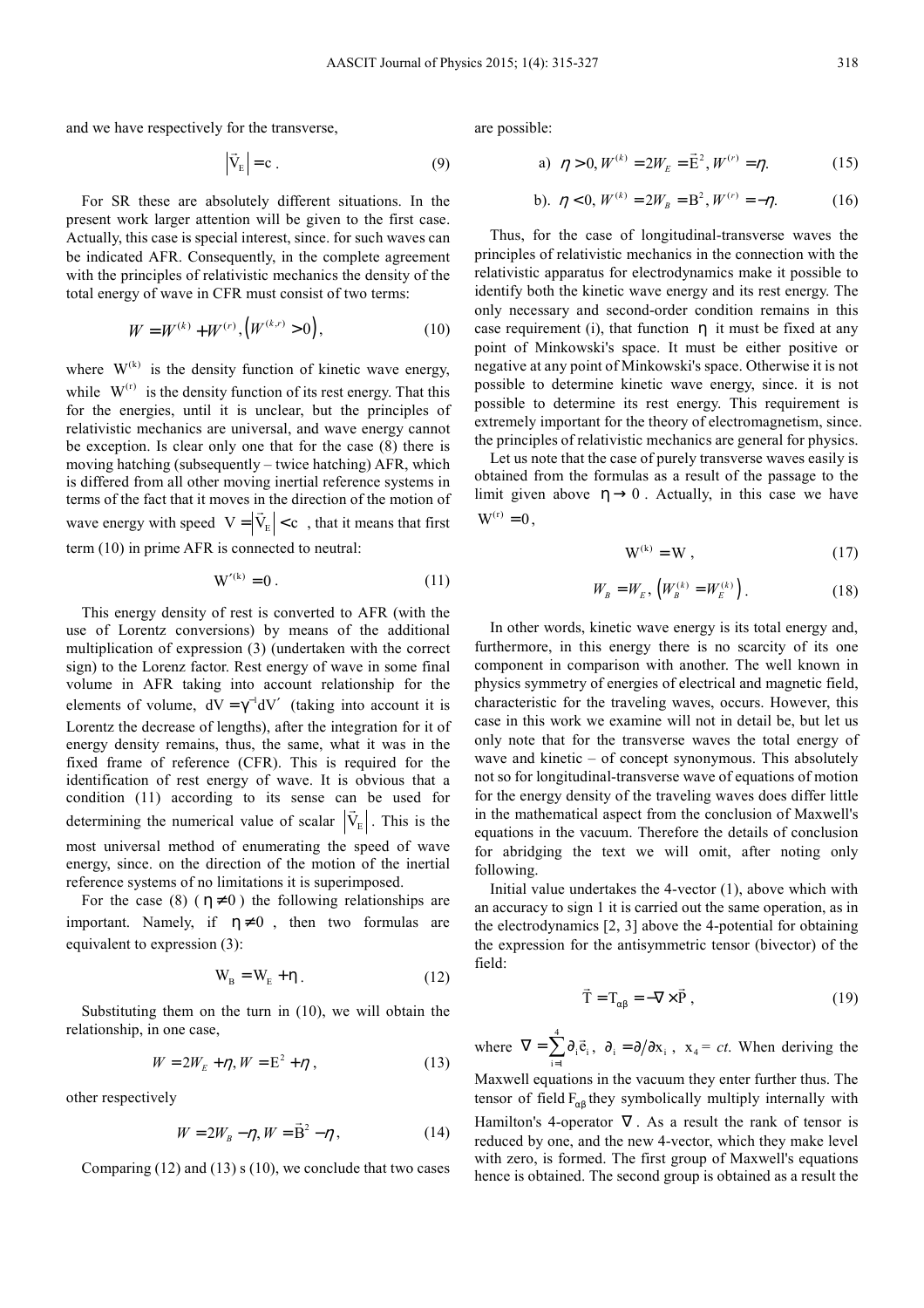and we have respectively for the transverse,

$$\left|\vec{V}_E\right| = c\,. \tag{9}$$

For SR these are absolutely different situations. In the present work larger attention will be given to the first case. Actually, this case is special interest, since. for such waves can be indicated AFR. Consequently, in the complete agreement with the principles of relativistic mechanics the density of the total energy of wave in CFR must consist of two terms:

$$W = W^{(k)} + W^{(r)}, \left(W^{(k,r)} > 0\right), \tag{10}$$

where $W^{(k)}$ is the density function of kinetic wave energy, while $W^{(r)}$ is the density function of its rest energy. That this for the energies, until it is unclear, but the principles of relativistic mechanics are universal, and wave energy cannot be exception. Is clear only one that for the case (8) there is moving hatching (subsequently – twice hatching) AFR, which is differed from all other moving inertial reference systems in terms of the fact that it moves in the direction of the motion of wave energy with speed $V = \left|\vec{V}_E\right| < c$, that it means that first term (10) in prime AFR is connected to neutral:

$$W'^{(k)} = 0\,. \tag{11}$$

This energy density of rest is converted to AFR (with the use of Lorentz conversions) by means of the additional multiplication of expression (3) (undertaken with the correct sign) to the Lorenz factor. Rest energy of wave in some final volume in AFR taking into account relationship for the elements of volume, $dV = \gamma^{-1}dV'$ (taking into account it is Lorentz the decrease of lengths), after the integration for it of energy density remains, thus, the same, what it was in the fixed frame of reference (CFR). This is required for the identification of rest energy of wave. It is obvious that a condition (11) according to its sense can be used for determining the numerical value of scalar $\left|\vec{V}_E\right|$. This is the most universal method of enumerating the speed of wave energy, since. on the direction of the motion of the inertial reference systems of no limitations it is superimposed.

For the case (8) ($\eta \neq 0$) the following relationships are important. Namely, if $\eta \neq 0$, then two formulas are equivalent to expression (3):

$$W_B = W_E + \eta\,. \tag{12}$$

Substituting them on the turn in (10), we will obtain the relationship, in one case,

$$W = 2W_E + \eta, W = E^2 + \eta\,, \tag{13}$$

other respectively

$$W = 2W_B - \eta, W = \vec{B}^2 - \eta\,, \tag{14}$$

Comparing (12) and (13) s (10), we conclude that two cases are possible:

$$\text{a)}\ \ \eta > 0, W^{(k)} = 2W_E = \vec{E}^2, W^{(r)} = \eta. \tag{15}$$

$$\text{b).}\ \ \eta < 0, W^{(k)} = 2W_B = B^2, W^{(r)} = -\eta. \tag{16}$$

Thus, for the case of longitudinal-transverse waves the principles of relativistic mechanics in the connection with the relativistic apparatus for electrodynamics make it possible to identify both the kinetic wave energy and its rest energy. The only necessary and second-order condition remains in this case requirement (i), that function $\eta$ it must be fixed at any point of Minkowski's space. It must be either positive or negative at any point of Minkowski's space. Otherwise it is not possible to determine kinetic wave energy, since. it is not possible to determine its rest energy. This requirement is extremely important for the theory of electromagnetism, since. the principles of relativistic mechanics are general for physics.

Let us note that the case of purely transverse waves easily is obtained from the formulas as a result of the passage to the limit given above $\eta \to 0$. Actually, in this case we have $W^{(r)} = 0$,

$$W^{(k)} = W\,, \tag{17}$$

$$W_B = W_E, \left(W_B^{(k)} = W_E^{(k)}\right). \tag{18}$$

In other words, kinetic wave energy is its total energy and, furthermore, in this energy there is no scarcity of its one component in comparison with another. The well known in physics symmetry of energies of electrical and magnetic field, characteristic for the traveling waves, occurs. However, this case in this work we examine will not in detail be, but let us only note that for the transverse waves the total energy of wave and kinetic – of concept synonymous. This absolutely not so for longitudinal-transverse wave of equations of motion for the energy density of the traveling waves does differ little in the mathematical aspect from the conclusion of Maxwell's equations in the vacuum. Therefore the details of conclusion for abridging the text we will omit, after noting only following.

Initial value undertakes the 4-vector (1), above which with an accuracy to sign 1 it is carried out the same operation, as in the electrodynamics [2, 3] above the 4-potential for obtaining the expression for the antisymmetric tensor (bivector) of the field:

$$\vec{T} = T_{\alpha\beta} = -\nabla \times \vec{P}\,, \tag{19}$$

where $\nabla = \sum_{i=1}^{4} \partial_i \vec{e}_i$, $\partial_i = \partial / \partial x_i$, $x_4 = ct$. When deriving the Maxwell equations in the vacuum they enter further thus. The tensor of field $F_{\alpha\beta}$ they symbolically multiply internally with Hamilton's 4-operator $\nabla$. As a result the rank of tensor is reduced by one, and the new 4-vector, which they make level with zero, is formed. The first group of Maxwell's equations hence is obtained. The second group is obtained as a result the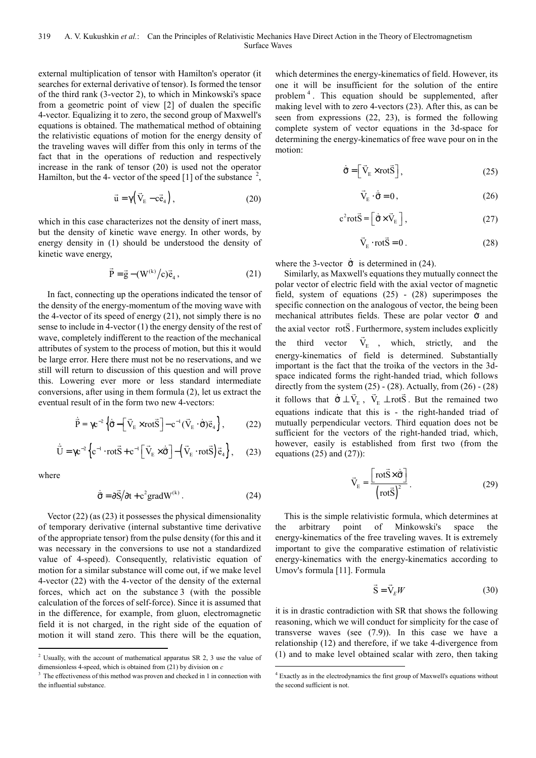external multiplication of tensor with Hamilton's operator (it searches for external derivative of tensor). Is formed the tensor of the third rank (3-vector 2), to which in Minkowski's space from a geometric point of view [2] of dualen the specific 4-vector. Equalizing it to zero, the second group of Maxwell's equations is obtained. The mathematical method of obtaining the relativistic equations of motion for the energy density of the traveling waves will differ from this only in terms of the fact that in the operations of reduction and respectively increase in the rank of tensor (20) is used not the operator Hamilton, but the 4- vector of the speed [1] of the substance [2],

$$\vec{u} = \gamma\left(\vec{V}_E - c\vec{e}_4\right), \tag{20}$$

which in this case characterizes not the density of inert mass, but the density of kinetic wave energy. In other words, by energy density in (1) should be understood the density of kinetic wave energy,

$$\vec{P} = \vec{g} - (W^{(k)}/c)\vec{e}_4, \tag{21}$$

In fact, connecting up the operations indicated the tensor of the density of the energy-momentum of the moving wave with the 4-vector of its speed of energy (21), not simply there is no sense to include in 4-vector (1) the energy density of the rest of wave, completely indifferent to the reaction of the mechanical attributes of system to the process of motion, but this it would be large error. Here there must not be no reservations, and we still will return to discussion of this question and will prove this. Lowering ever more or less standard intermediate conversions, after using in them formula (2), let us extract the eventual result of in the form two new 4-vectors:

$$\dot{\vec{P}} = \gamma c^{-2}\left\{\dot{\vec{\sigma}} - \left[\vec{V}_E \times \mathrm{rot}\vec{S}\right] - c^{-1}(\vec{V}_E \cdot \dot{\vec{\sigma}})\vec{e}_4\right\}, \tag{22}$$

$$\dot{\vec{U}} = \gamma c^{-2}\left\{c^{-1}\cdot \mathrm{rot}\vec{S} + c^{-1}\left[\vec{V}_E \times \dot{\vec{\sigma}}\right] - \left(\vec{V}_E \cdot \mathrm{rot}\vec{S}\right)\vec{e}_4\right\}, \tag{23}$$

where

$$\dot{\vec{\sigma}} = \partial\vec{S}/\partial t + c^2 \mathrm{grad} W^{(k)}. \tag{24}$$

Vector (22) (as (23) it possesses the physical dimensionality of temporary derivative (internal substantive time derivative of the appropriate tensor) from the pulse density (for this and it was necessary in the conversions to use not a standardized value of 4-speed). Consequently, relativistic equation of motion for a similar substance will come out, if we make level 4-vector (22) with the 4-vector of the density of the external forces, which act on the substance [3] (with the possible calculation of the forces of self-force). Since it is assumed that in the difference, for example, from gluon, electromagnetic field it is not charged, in the right side of the equation of motion it will stand zero. This there will be the equation, which determines the energy-kinematics of field. However, its one it will be insufficient for the solution of the entire problem [4]. This equation should be supplemented, after making level with to zero 4-vectors (23). After this, as can be seen from expressions (22, 23), is formed the following complete system of vector equations in the 3d-space for determining the energy-kinematics of free wave pour on in the motion:

$$\dot{\vec{\sigma}} = \left[\vec{V}_E \times \mathrm{rot}\vec{S}\right], \tag{25}$$

$$\vec{V}_E \cdot \dot{\vec{\sigma}} = 0, \tag{26}$$

$$c^2 \mathrm{rot}\vec{S} = \left[\dot{\vec{\sigma}} \times \vec{V}_E\right], \tag{27}$$

$$\vec{V}_E \cdot \mathrm{rot}\vec{S} = 0. \tag{28}$$

where the 3-vector $\dot{\vec{\sigma}}$ is determined in (24).

Similarly, as Maxwell's equations they mutually connect the polar vector of electric field with the axial vector of magnetic field, system of equations (25) - (28) superimposes the specific connection on the analogous of vector, the being been mechanical attributes fields. These are polar vector $\dot{\vec{\sigma}}$ and the axial vector $\mathrm{rot}\vec{S}$. Furthermore, system includes explicitly the third vector $\vec{V}_E$, which, strictly, and the energy-kinematics of field, is determined. Substantially important is the fact that the troika of the vectors in the 3d-space indicated forms the right-handed triad, which follows directly from the system (25) - (28). Actually, from (26) - (28) it follows that $\dot{\vec{\sigma}} \perp \vec{V}_E$, $\vec{V}_E \perp \mathrm{rot}\vec{S}$. But the remained two equations indicate that this is - the right-handed triad of mutually perpendicular vectors. Third equation does not be sufficient for the vectors of the right-handed triad, which, however, easily is established from first two (from the equations (25) and (27)):

$$\vec{V}_E = \frac{\left[\mathrm{rot}\vec{S} \times \dot{\vec{\sigma}}\right]}{\left(\mathrm{rot}\vec{S}\right)^2}. \tag{29}$$

This is the simple relativistic formula, which determines at the arbitrary point of Minkowski's space the energy-kinematics of the free traveling waves. It is extremely important to give the comparative estimation of relativistic energy-kinematics with the energy-kinematics according to Umov's formula [11]. Formula

$$\vec{S} = \vec{V}_E W \tag{30}$$

it is in drastic contradiction with SR that shows the following reasoning, which we will conduct for simplicity for the case of transverse waves (see (7.9)). In this case we have a relationship (12) and therefore, if we take 4-divergence from (1) and to make level obtained scalar with zero, then taking

---

[2] Usually, with the account of mathematical apparatus SR 2, 3 use the value of dimensionless 4-speed, which is obtained from (21) by division on $c$

[3] The effectiveness of this method was proven and checked in 1 in connection with the influential substance.

[4] Exactly as in the electrodynamics the first group of Maxwell's equations without the second sufficient is not.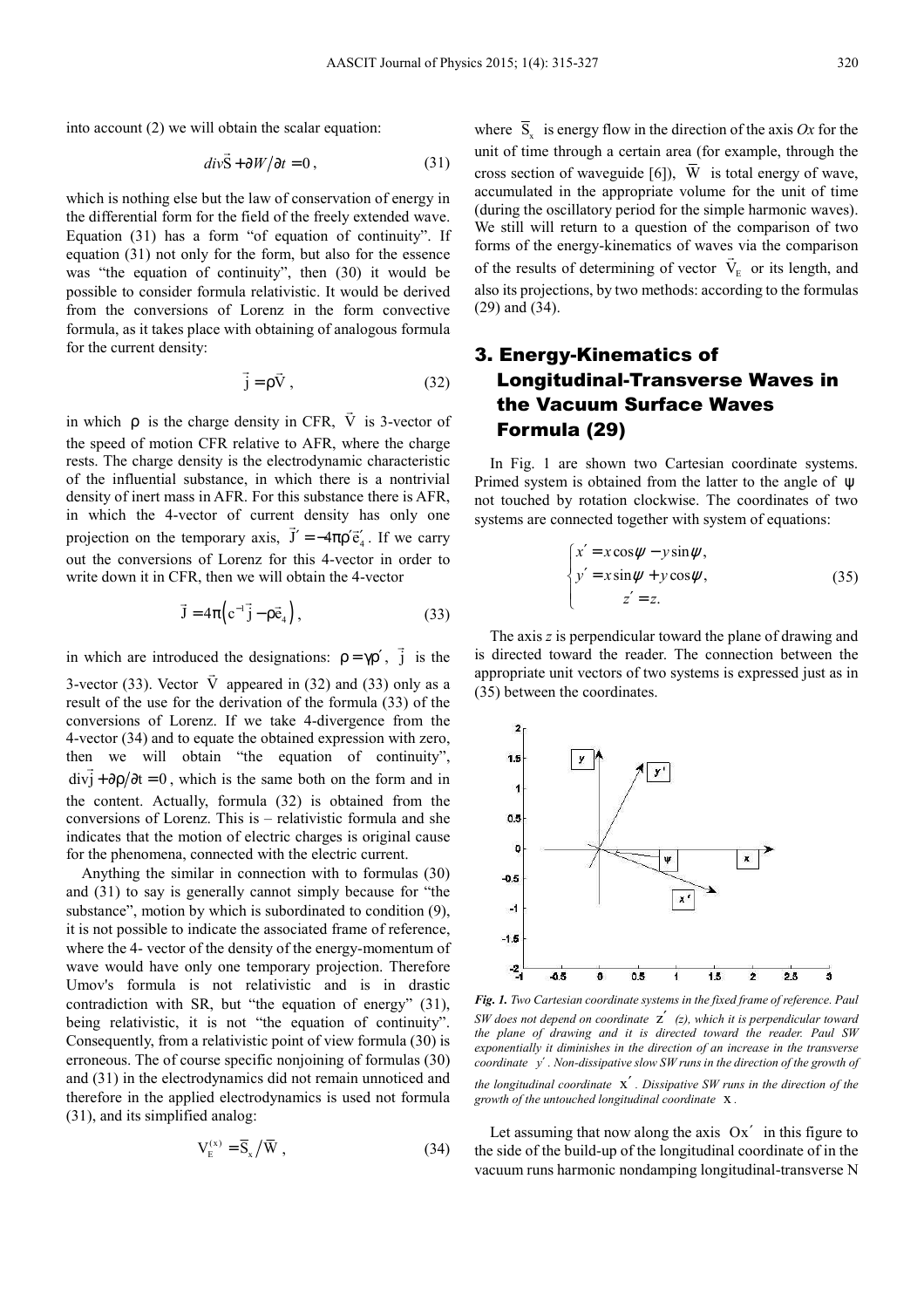into account (2) we will obtain the scalar equation:

$$div\vec{S} + \partial W/\partial t = 0\,, \tag{31}$$

which is nothing else but the law of conservation of energy in the differential form for the field of the freely extended wave. Equation (31) has a form "of equation of continuity". If equation (31) not only for the form, but also for the essence was "the equation of continuity", then (30) it would be possible to consider formula relativistic. It would be derived from the conversions of Lorenz in the form convective formula, as it takes place with obtaining of analogous formula for the current density:

$$\vec{j} = \rho\vec{V}\,, \tag{32}$$

in which $\rho$ is the charge density in CFR, $\vec{V}$ is 3-vector of the speed of motion CFR relative to AFR, where the charge rests. The charge density is the electrodynamic characteristic of the influential substance, in which there is a nontrivial density of inert mass in AFR. For this substance there is AFR, in which the 4-vector of current density has only one projection on the temporary axis, $\vec{J}' = -4\pi\rho'\vec{e}_4'$. If we carry out the conversions of Lorenz for this 4-vector in order to write down it in CFR, then we will obtain the 4-vector

$$\vec{J} = 4\pi\left(c^{-1}\vec{j} - \rho\vec{e}_4\right), \tag{33}$$

in which are introduced the designations: $\rho = \gamma\rho'$, $\vec{j}$ is the 3-vector (33). Vector $\vec{V}$ appeared in (32) and (33) only as a result of the use for the derivation of the formula (33) of the conversions of Lorenz. If we take 4-divergence from the 4-vector (34) and to equate the obtained expression with zero, then we will obtain "the equation of continuity", $\mathrm{div}\vec{j} + \partial\rho/\partial t = 0$, which is the same both on the form and in the content. Actually, formula (32) is obtained from the conversions of Lorenz. This is – relativistic formula and she indicates that the motion of electric charges is original cause for the phenomena, connected with the electric current.

Anything the similar in connection with to formulas (30) and (31) to say is generally cannot simply because for "the substance", motion by which is subordinated to condition (9), it is not possible to indicate the associated frame of reference, where the 4- vector of the density of the energy-momentum of wave would have only one temporary projection. Therefore Umov's formula is not relativistic and is in drastic contradiction with SR, but "the equation of energy" (31), being relativistic, it is not "the equation of continuity". Consequently, from a relativistic point of view formula (30) is erroneous. The of course specific nonjoining of formulas (30) and (31) in the electrodynamics did not remain unnoticed and therefore in the applied electrodynamics is used not formula (31), and its simplified analog:

$$V_E^{(x)} = \overline{S}_x / \overline{W}\,, \tag{34}$$

where $\overline{S}_x$ is energy flow in the direction of the axis *Ox* for the unit of time through a certain area (for example, through the cross section of waveguide [6]), $\overline{W}$ is total energy of wave, accumulated in the appropriate volume for the unit of time (during the oscillatory period for the simple harmonic waves). We still will return to a question of the comparison of two forms of the energy-kinematics of waves via the comparison of the results of determining of vector $\vec{V}_E$ or its length, and also its projections, by two methods: according to the formulas (29) and (34).

## 3. Energy-Kinematics of Longitudinal-Transverse Waves in the Vacuum Surface Waves Formula (29)

In Fig. 1 are shown two Cartesian coordinate systems. Primed system is obtained from the latter to the angle of $\psi$ not touched by rotation clockwise. The coordinates of two systems are connected together with system of equations:

$$\begin{cases} x' = x\cos\psi - y\sin\psi, \\ y' = x\sin\psi + y\cos\psi, \\ z' = z. \end{cases} \tag{35}$$

The axis *z* is perpendicular toward the plane of drawing and is directed toward the reader. The connection between the appropriate unit vectors of two systems is expressed just as in (35) between the coordinates.

***Fig. 1.*** *Two Cartesian coordinate systems in the fixed frame of reference. Paul SW does not depend on coordinate $z'$ (z), which it is perpendicular toward the plane of drawing and it is directed toward the reader. Paul SW exponentially it diminishes in the direction of an increase in the transverse coordinate $y'$. Non-dissipative slow SW runs in the direction of the growth of the longitudinal coordinate $x'$. Dissipative SW runs in the direction of the growth of the untouched longitudinal coordinate $x$.*

Let assuming that now along the axis $Ox'$ in this figure to the side of the build-up of the longitudinal coordinate of in the vacuum runs harmonic nondamping longitudinal-transverse N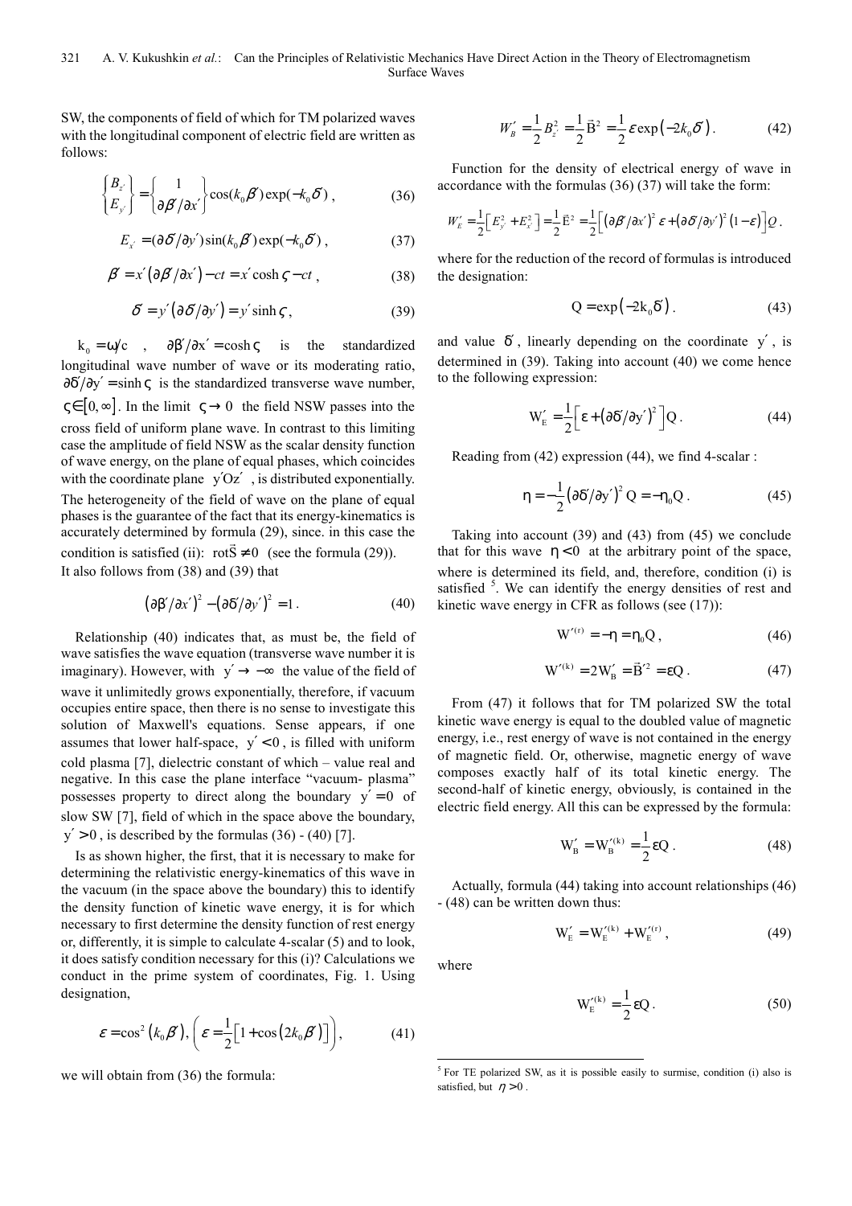SW, the components of field of which for TM polarized waves with the longitudinal component of electric field are written as follows:

$$\begin{Bmatrix} B_{z'} \\ E_{y'} \end{Bmatrix} = \begin{Bmatrix} 1 \\ \partial\beta'/\partial x' \end{Bmatrix} \cos(k_0\beta')\exp(-k_0\delta') , \qquad (36)$$

$$E_{x'} = (\partial\delta'/\partial y')\sin(k_0\beta')\exp(-k_0\delta') , \qquad (37)$$

$$\beta' = x'\left(\partial\beta'/\partial x'\right) - ct = x'\cosh\varsigma - ct , \qquad (38)$$

$$\delta' = y'\left(\partial\delta'/\partial y'\right) = y'\sinh\varsigma , \qquad (39)$$

$k_0 = \omega/c$ , $\partial\beta'/\partial x' = \cosh\varsigma$ is the standardized longitudinal wave number of wave or its moderating ratio, $\partial\delta'/\partial y' = \sinh\varsigma$ is the standardized transverse wave number, $\varsigma \in [0, \infty]$. In the limit $\varsigma \to 0$ the field NSW passes into the cross field of uniform plane wave. In contrast to this limiting case the amplitude of field NSW as the scalar density function of wave energy, on the plane of equal phases, which coincides with the coordinate plane $y'Oz'$, is distributed exponentially. The heterogeneity of the field of wave on the plane of equal phases is the guarantee of the fact that its energy-kinematics is accurately determined by formula (29), since. in this case the condition is satisfied (ii): $\mathrm{rot}\vec{S} \neq 0$ (see the formula (29)). It also follows from (38) and (39) that

$$\left(\partial\beta'/\partial x'\right)^2 - \left(\partial\delta'/\partial y'\right)^2 = 1 . \qquad (40)$$

Relationship (40) indicates that, as must be, the field of wave satisfies the wave equation (transverse wave number it is imaginary). However, with $y' \to -\infty$ the value of the field of wave it unlimitedly grows exponentially, therefore, if vacuum occupies entire space, then there is no sense to investigate this solution of Maxwell's equations. Sense appears, if one assumes that lower half-space, $y' < 0$, is filled with uniform cold plasma [7], dielectric constant of which – value real and negative. In this case the plane interface "vacuum- plasma" possesses property to direct along the boundary $y' = 0$ of slow SW [7], field of which in the space above the boundary, $y' > 0$, is described by the formulas (36) - (40) [7].

Is as shown higher, the first, that it is necessary to make for determining the relativistic energy-kinematics of this wave in the vacuum (in the space above the boundary) this to identify the density function of kinetic wave energy, it is for which necessary to first determine the density function of rest energy or, differently, it is simple to calculate 4-scalar (5) and to look, it does satisfy condition necessary for this (i)? Calculations we conduct in the prime system of coordinates, Fig. 1. Using designation,

$$\varepsilon = \cos^2\left(k_0\beta'\right), \left(\varepsilon = \frac{1}{2}\left[1 + \cos\left(2k_0\beta'\right)\right]\right), \qquad (41)$$

we will obtain from (36) the formula:

$$W'_B = \frac{1}{2}B_{z'}^2 = \frac{1}{2}\vec{B}^2 = \frac{1}{2}\varepsilon\exp\left(-2k_0\delta'\right) . \qquad (42)$$

Function for the density of electrical energy of wave in accordance with the formulas (36) (37) will take the form:

$$W'_E = \frac{1}{2}\left[E_{y'}^2 + E_{x'}^2\right] = \frac{1}{2}\vec{E}^2 = \frac{1}{2}\left[\left(\partial\beta'/\partial x'\right)^2\varepsilon + \left(\partial\delta'/\partial y'\right)^2\left(1-\varepsilon\right)\right]Q .$$

where for the reduction of the record of formulas is introduced the designation:

$$Q = \exp\left(-2k_0\delta'\right) . \qquad (43)$$

and value $\delta'$, linearly depending on the coordinate $y'$, is determined in (39). Taking into account (40) we come hence to the following expression:

$$W'_E = \frac{1}{2}\left[\varepsilon + \left(\partial\delta/\partial y'\right)^2\right]Q . \qquad (44)$$

Reading from (42) expression (44), we find 4-scalar :

$$\eta = -\frac{1}{2}\left(\partial\delta/\partial y'\right)^2 Q = -\eta_0 Q . \qquad (45)$$

Taking into account (39) and (43) from (45) we conclude that for this wave $\eta < 0$ at the arbitrary point of the space, where is determined its field, and, therefore, condition (i) is satisfied [5]. We can identify the energy densities of rest and kinetic wave energy in CFR as follows (see (17)):

$$W'^{(r)} = -\eta = \eta_0 Q , \qquad (46)$$

$$W'^{(k)} = 2W'_B = \vec{B}'^2 = \varepsilon Q . \qquad (47)$$

From (47) it follows that for TM polarized SW the total kinetic wave energy is equal to the doubled value of magnetic energy, i.e., rest energy of wave is not contained in the energy of magnetic field. Or, otherwise, magnetic energy of wave composes exactly half of its total kinetic energy. The second-half of kinetic energy, obviously, is contained in the electric field energy. All this can be expressed by the formula:

$$W'_B = W_B'^{(k)} = \frac{1}{2}\varepsilon Q . \qquad (48)$$

Actually, formula (44) taking into account relationships (46) - (48) can be written down thus:

$$W'_E = W_E'^{(k)} + W_E'^{(r)} , \qquad (49)$$

where

$$W_E'^{(k)} = \frac{1}{2}\varepsilon Q . \qquad (50)$$

[5] For TE polarized SW, as it is possible easily to surmise, condition (i) also is satisfied, but $\eta > 0$ .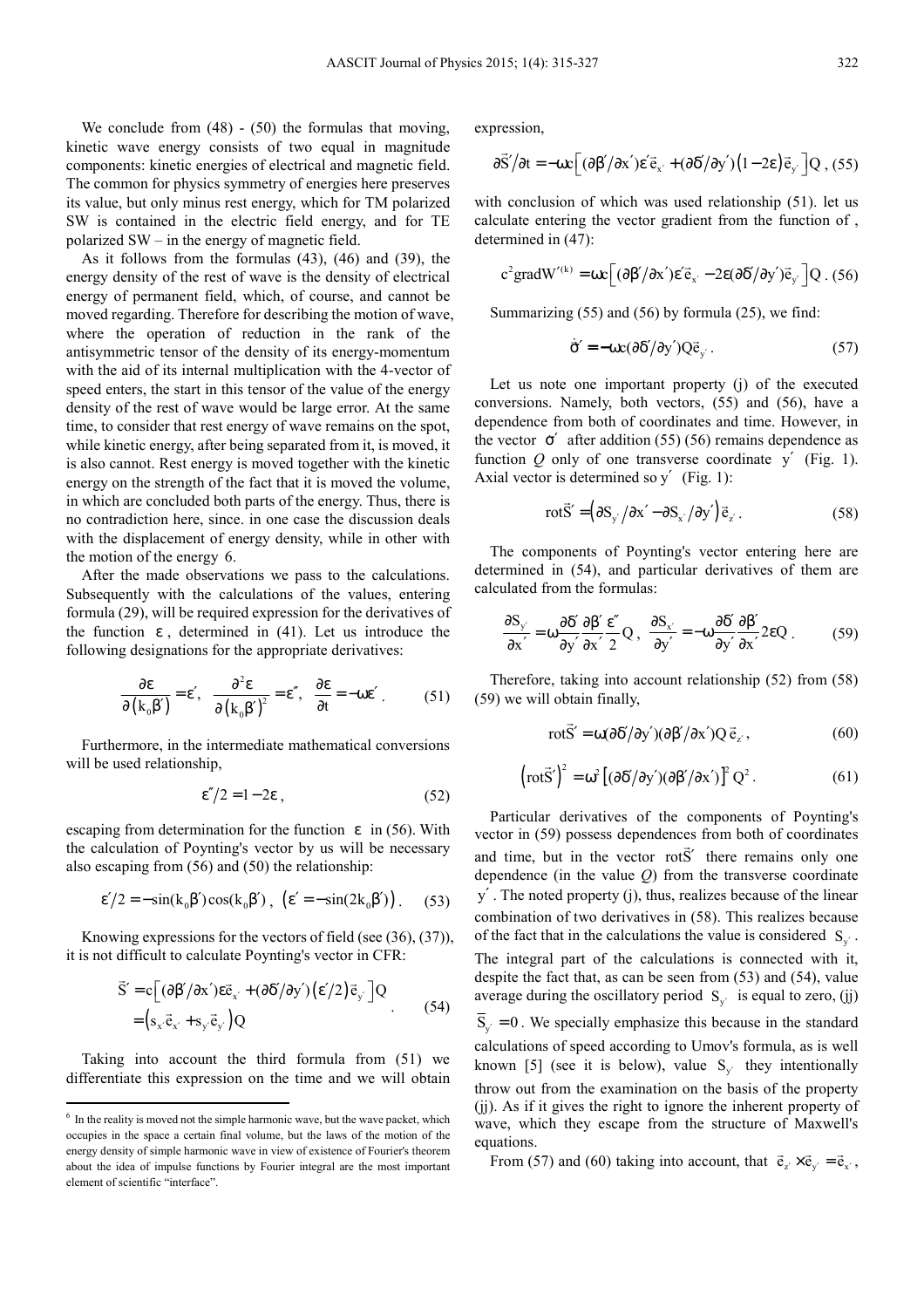We conclude from (48) - (50) the formulas that moving, kinetic wave energy consists of two equal in magnitude components: kinetic energies of electrical and magnetic field. The common for physics symmetry of energies here preserves its value, but only minus rest energy, which for TM polarized SW is contained in the electric field energy, and for TE polarized SW – in the energy of magnetic field.

As it follows from the formulas (43), (46) and (39), the energy density of the rest of wave is the density of electrical energy of permanent field, which, of course, and cannot be moved regarding. Therefore for describing the motion of wave, where the operation of reduction in the rank of the antisymmetric tensor of the density of its energy-momentum with the aid of its internal multiplication with the 4-vector of speed enters, the start in this tensor of the value of the energy density of the rest of wave would be large error. At the same time, to consider that rest energy of wave remains on the spot, while kinetic energy, after being separated from it, is moved, it is also cannot. Rest energy is moved together with the kinetic energy on the strength of the fact that it is moved the volume, in which are concluded both parts of the energy. Thus, there is no contradiction here, since. in one case the discussion deals with the displacement of energy density, while in other with the motion of the energy [6].

After the made observations we pass to the calculations. Subsequently with the calculations of the values, entering formula (29), will be required expression for the derivatives of the function $\varepsilon$, determined in (41). Let us introduce the following designations for the appropriate derivatives:

$$\frac{\partial \varepsilon}{\partial(k_0\beta')} = \varepsilon', \quad \frac{\partial^2 \varepsilon}{\partial(k_0\beta')^2} = \varepsilon'', \quad \frac{\partial \varepsilon}{\partial t} = -\omega\varepsilon'. \tag{51}$$

Furthermore, in the intermediate mathematical conversions will be used relationship,

$$\varepsilon''/2 = 1 - 2\varepsilon, \tag{52}$$

escaping from determination for the function $\varepsilon$ in (56). With the calculation of Poynting's vector by us will be necessary also escaping from (56) and (50) the relationship:

$$\varepsilon'/2 = -\sin(k_0\beta')\cos(k_0\beta'), \ \left(\varepsilon' = -\sin(2k_0\beta')\right). \tag{53}$$

Knowing expressions for the vectors of field (see (36), (37)), it is not difficult to calculate Poynting's vector in CFR:

$$\begin{aligned}\vec{S}' &= c\left[(\partial\beta'/\partial x')\varepsilon\vec{e}_{x'} + (\partial\delta'/\partial y')\left(\varepsilon'/2\right)\vec{e}_{y'}\right]Q \\ &= \left(s_{x'}\vec{e}_{x'} + s_{y'}\vec{e}_{y'}\right)Q\end{aligned} \tag{54}$$

Taking into account the third formula from (51) we differentiate this expression on the time and we will obtain expression,

$$\partial\vec{S}'/\partial t = -\omega c\left[(\partial\beta'/\partial x')\varepsilon'\vec{e}_{x'} + (\partial\delta'/\partial y')\left(1 - 2\varepsilon\right)\vec{e}_{y'}\right]Q, \tag{55}$$

with conclusion of which was used relationship (51). let us calculate entering the vector gradient from the function of , determined in (47):

$$c^2 \text{grad} W'^{(k)} = \omega c\left[(\partial\beta'/\partial x')\varepsilon'\vec{e}_{x'} - 2\varepsilon(\partial\delta'/\partial y')\vec{e}_{y'}\right]Q. \tag{56}$$

Summarizing (55) and (56) by formula (25), we find:

$$\dot{\sigma}' = -\omega c(\partial\delta'/\partial y')Q\vec{e}_{y'}. \tag{57}$$

Let us note one important property (j) of the executed conversions. Namely, both vectors, (55) and (56), have a dependence from both of coordinates and time. However, in the vector $\sigma'$ after addition (55) (56) remains dependence as function $Q$ only of one transverse coordinate $y'$ (Fig. 1). Axial vector is determined so $y'$ (Fig. 1):

$$\text{rot}\vec{S}' = \left(\partial S_{y'}/\partial x' - \partial S_{x'}/\partial y'\right)\vec{e}_{z'}. \tag{58}$$

The components of Poynting's vector entering here are determined in (54), and particular derivatives of them are calculated from the formulas:

$$\frac{\partial S_{y'}}{\partial x'} = \omega\frac{\partial\delta'}{\partial y'}\frac{\partial\beta'}{\partial x'}\frac{\varepsilon''}{2}Q, \quad \frac{\partial S_{x'}}{\partial y'} = -\omega\frac{\partial\delta'}{\partial y'}\frac{\partial\beta'}{\partial x'}2\varepsilon Q. \tag{59}$$

Therefore, taking into account relationship (52) from (58) (59) we will obtain finally,

$$\text{rot}\vec{S}' = \omega(\partial\delta'/\partial y')(\partial\beta'/\partial x')Q\,\vec{e}_{z'}, \tag{60}$$

$$\left(\text{rot}\vec{S}'\right)^2 = \omega^2\left[(\partial\delta'/\partial y')(\partial\beta'/\partial x')\right]^2 Q^2. \tag{61}$$

Particular derivatives of the components of Poynting's vector in (59) possess dependences from both of coordinates and time, but in the vector $\text{rot}\vec{S}'$ there remains only one dependence (in the value $Q$) from the transverse coordinate $y'$. The noted property (j), thus, realizes because of the linear combination of two derivatives in (58). This realizes because of the fact that in the calculations the value is considered $S_{y'}$. The integral part of the calculations is connected with it, despite the fact that, as can be seen from (53) and (54), value average during the oscillatory period $S_{y'}$ is equal to zero, (jj) $\overline{S}_{y'} = 0$. We specially emphasize this because in the standard calculations of speed according to Umov's formula, as is well known [5] (see it is below), value $S_{y'}$ they intentionally throw out from the examination on the basis of the property (jj). As if it gives the right to ignore the inherent property of wave, which they escape from the structure of Maxwell's equations.

From (57) and (60) taking into account, that $\vec{e}_{z'} \times \vec{e}_{y'} = \vec{e}_{x'}$,

---

[6] In the reality is moved not the simple harmonic wave, but the wave packet, which occupies in the space a certain final volume, but the laws of the motion of the energy density of simple harmonic wave in view of existence of Fourier's theorem about the idea of impulse functions by Fourier integral are the most important element of scientific "interface".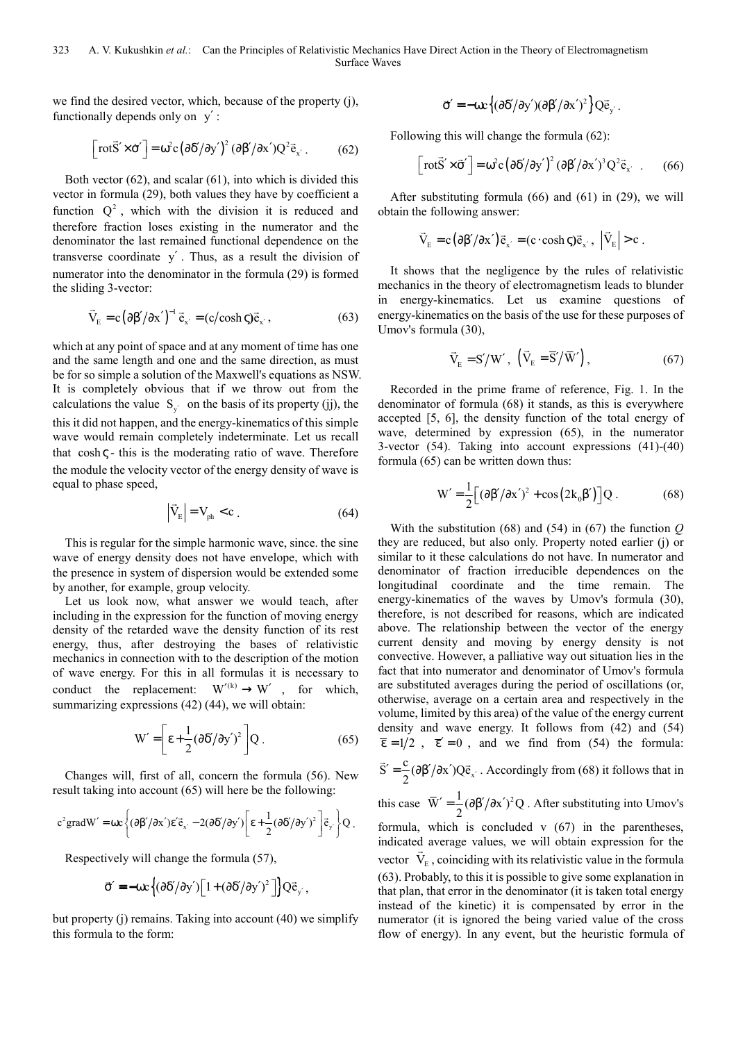we find the desired vector, which, because of the property (j), functionally depends only on $y'$ :

$$\left[\mathrm{rot}\vec{S}'\times\vec{\sigma}'\right]=\omega^2 c\left(\partial\delta'/\partial y'\right)^2(\partial\beta'/\partial x')Q^2\vec{e}_{x'}\,. \qquad (62)$$

Both vector (62), and scalar (61), into which is divided this vector in formula (29), both values they have by coefficient a function $Q^2$, which with the division it is reduced and therefore fraction loses existing in the numerator and the denominator the last remained functional dependence on the transverse coordinate $y'$. Thus, as a result the division of numerator into the denominator in the formula (29) is formed the sliding 3-vector:

$$\vec{V}_E = c\left(\partial\beta'/\partial x'\right)^{-1}\vec{e}_{x'} = (c/\cosh\varsigma)\vec{e}_{x'}\,, \qquad (63)$$

which at any point of space and at any moment of time has one and the same length and one and the same direction, as must be for so simple a solution of the Maxwell's equations as NSW. It is completely obvious that if we throw out from the calculations the value $S_{y'}$ on the basis of its property (jj), the this it did not happen, and the energy-kinematics of this simple wave would remain completely indeterminate. Let us recall that $\cosh\varsigma$ - this is the moderating ratio of wave. Therefore the module the velocity vector of the energy density of wave is equal to phase speed,

$$\left|\vec{V}_E\right| = V_{ph} < c\,. \qquad (64)$$

This is regular for the simple harmonic wave, since. the sine wave of energy density does not have envelope, which with the presence in system of dispersion would be extended some by another, for example, group velocity.

Let us look now, what answer we would teach, after including in the expression for the function of moving energy density of the retarded wave the density function of its rest energy, thus, after destroying the bases of relativistic mechanics in connection with to the description of the motion of wave energy. For this in all formulas it is necessary to conduct the replacement: $W'^{(k)}\to W'$, for which, summarizing expressions (42) (44), we will obtain:

$$W' = \left[\varepsilon + \frac{1}{2}(\partial\delta'/\partial y')^2\right]Q\,. \qquad (65)$$

Changes will, first of all, concern the formula (56). New result taking into account (65) will here be the following:

$$c^2\mathrm{grad}W' = \omega c\left\{(\partial\beta'/\partial x')\varepsilon'\vec{e}_{x'} - 2(\partial\delta'/\partial y')\left[\varepsilon + \frac{1}{2}(\partial\delta'/\partial y')^2\right]\vec{e}_{y'}\right\}Q\,.$$

Respectively will change the formula (57),

$$\vec{\sigma}' = -\omega c\left\{(\partial\delta'/\partial y')\left[1+(\partial\delta'/\partial y')^2\right]\right\}Q\vec{e}_{y'}\,,$$

but property (j) remains. Taking into account (40) we simplify this formula to the form:

$$\vec{\sigma}' = -\omega c\left\{(\partial\delta'/\partial y')(\partial\beta'/\partial x')^2\right\}Q\vec{e}_{y'}\,.$$

Following this will change the formula (62):

$$\left[\mathrm{rot}\vec{S}'\times\vec{\sigma}'\right]=\omega^2 c\left(\partial\delta'/\partial y'\right)^2(\partial\beta'/\partial x')^3 Q^2\vec{e}_{x'}\,. \qquad (66)$$

After substituting formula (66) and (61) in (29), we will obtain the following answer:

$$\vec{V}_E = c\left(\partial\beta'/\partial x'\right)\vec{e}_{x'} = (c\cdot\cosh\varsigma)\vec{e}_{x'}\,,\ \left|\vec{V}_E\right| > c\,.$$

It shows that the negligence by the rules of relativistic mechanics in the theory of electromagnetism leads to blunder in energy-kinematics. Let us examine questions of energy-kinematics on the basis of the use for these purposes of Umov's formula (30),

$$\vec{V}_E = S'/W'\,,\ \left(\vec{V}_E = \bar{S}'/\bar{W}'\right), \qquad (67)$$

Recorded in the prime frame of reference, Fig. 1. In the denominator of formula (68) it stands, as this is everywhere accepted [5, 6], the density function of the total energy of wave, determined by expression (65), in the numerator 3-vector (54). Taking into account expressions (41)-(40) formula (65) can be written down thus:

$$W' = \frac{1}{2}\left[(\partial\beta'/\partial x')^2 + \cos\left(2k_0\beta'\right)\right]Q\,. \qquad (68)$$

With the substitution (68) and (54) in (67) the function *Q* they are reduced, but also only. Property noted earlier (j) or similar to it these calculations do not have. In numerator and denominator of fraction irreducible dependences on the longitudinal coordinate and the time remain. The energy-kinematics of the waves by Umov's formula (30), therefore, is not described for reasons, which are indicated above. The relationship between the vector of the energy current density and moving by energy density is not convective. However, a palliative way out situation lies in the fact that into numerator and denominator of Umov's formula are substituted averages during the period of oscillations (or, otherwise, average on a certain area and respectively in the volume, limited by this area) of the value of the energy current density and wave energy. It follows from (42) and (54) $\bar{\varepsilon} = 1/2$, $\bar{\varepsilon}' = 0$, and we find from (54) the formula: $\bar{S}' = \frac{c}{2}(\partial\beta'/\partial x')Q\vec{e}_{x'}$. Accordingly from (68) it follows that in this case $\bar{W}' = \frac{1}{2}(\partial\beta'/\partial x')^2 Q$. After substituting into Umov's formula, which is concluded v (67) in the parentheses, indicated average values, we will obtain expression for the vector $\vec{V}_E$, coinciding with its relativistic value in the formula (63). Probably, to this it is possible to give some explanation in that plan, that error in the denominator (it is taken total energy instead of the kinetic) it is compensated by error in the numerator (it is ignored the being varied value of the cross flow of energy). In any event, but the heuristic formula of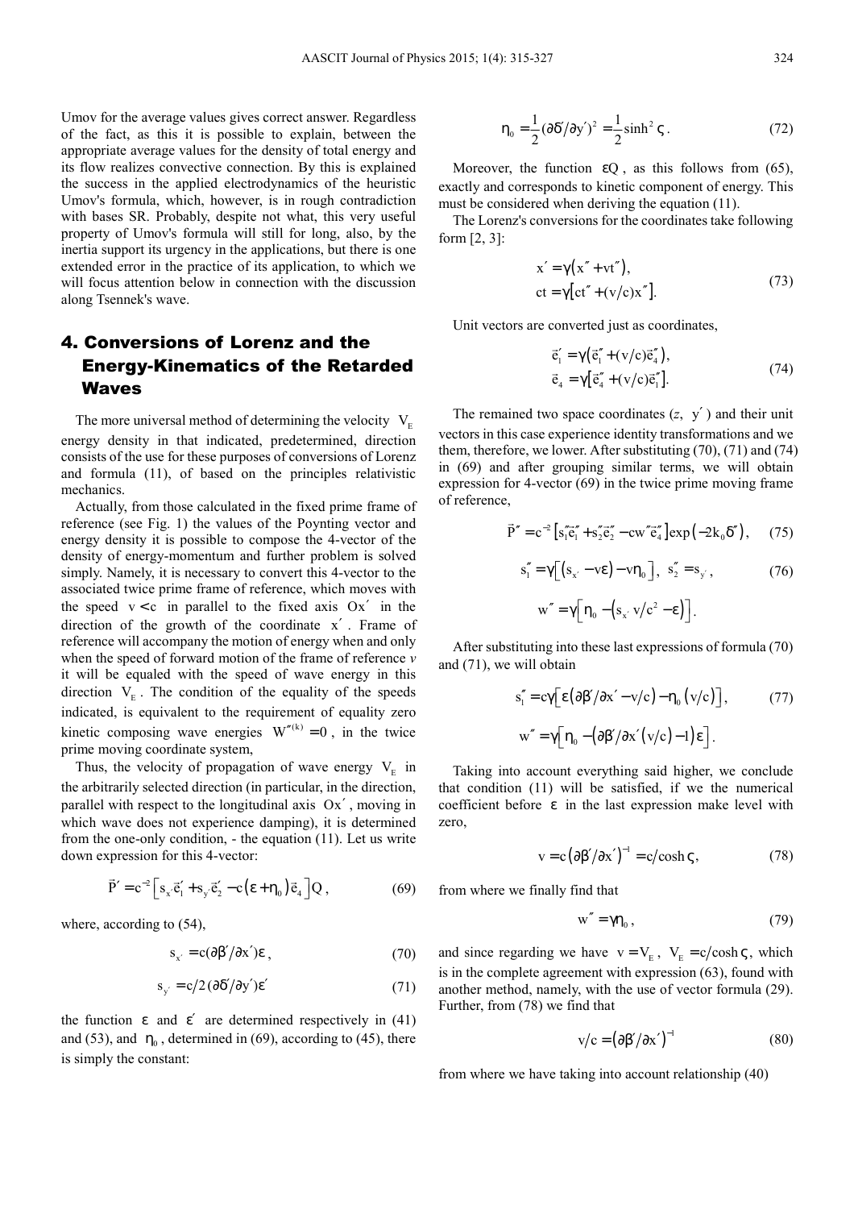Umov for the average values gives correct answer. Regardless of the fact, as this it is possible to explain, between the appropriate average values for the density of total energy and its flow realizes convective connection. By this is explained the success in the applied electrodynamics of the heuristic Umov's formula, which, however, is in rough contradiction with bases SR. Probably, despite not what, this very useful property of Umov's formula will still for long, also, by the inertia support its urgency in the applications, but there is one extended error in the practice of its application, to which we will focus attention below in connection with the discussion along Tsennek's wave.

## 4. Conversions of Lorenz and the Energy-Kinematics of the Retarded Waves

The more universal method of determining the velocity $V_E$ energy density in that indicated, predetermined, direction consists of the use for these purposes of conversions of Lorenz and formula (11), of based on the principles relativistic mechanics.

Actually, from those calculated in the fixed prime frame of reference (see Fig. 1) the values of the Poynting vector and energy density it is possible to compose the 4-vector of the density of energy-momentum and further problem is solved simply. Namely, it is necessary to convert this 4-vector to the associated twice prime frame of reference, which moves with the speed $v < c$ in parallel to the fixed axis $Ox'$ in the direction of the growth of the coordinate $x'$. Frame of reference will accompany the motion of energy when and only when the speed of forward motion of the frame of reference $v$ it will be equaled with the speed of wave energy in this direction $V_E$. The condition of the equality of the speeds indicated, is equivalent to the requirement of equality zero kinetic composing wave energies $W''^{(k)} = 0$, in the twice prime moving coordinate system,

Thus, the velocity of propagation of wave energy $V_E$ in the arbitrarily selected direction (in particular, in the direction, parallel with respect to the longitudinal axis $Ox'$, moving in which wave does not experience damping), it is determined from the one-only condition, - the equation (11). Let us write down expression for this 4-vector:

$$\vec{P}' = c^{-2}\left[s_{x'}\vec{e}_1' + s_{y'}\vec{e}_2' - c\left(\varepsilon + \eta_0\right)\vec{e}_4\right]Q, \tag{69}$$

where, according to (54),

$$s_{x'} = c(\partial\beta'/\partial x')\varepsilon, \tag{70}$$

$$s_{y'} = c/2\,(\partial\delta'/\partial y')\varepsilon' \tag{71}$$

the function $\varepsilon$ and $\varepsilon'$ are determined respectively in (41) and (53), and $\eta_0$, determined in (69), according to (45), there is simply the constant:

$$\eta_0 = \frac{1}{2}(\partial\delta'/\partial y')^2 = \frac{1}{2}\sinh^2\varsigma. \tag{72}$$

Moreover, the function $\varepsilon Q$, as this follows from (65), exactly and corresponds to kinetic component of energy. This must be considered when deriving the equation (11).

The Lorenz's conversions for the coordinates take following form [2, 3]:

$$\begin{aligned} x' &= \gamma\left(x'' + vt''\right), \\ ct &= \gamma\left[ct'' + (v/c)x''\right]. \end{aligned} \tag{73}$$

Unit vectors are converted just as coordinates,

$$\begin{aligned} \vec{e}_1' &= \gamma\left(\vec{e}_1'' + (v/c)\vec{e}_4''\right), \\ \vec{e}_4 &= \gamma\left[\vec{e}_4'' + (v/c)\vec{e}_1''\right]. \end{aligned} \tag{74}$$

The remained two space coordinates ($z$, $y'$) and their unit vectors in this case experience identity transformations and we them, therefore, we lower. After substituting (70), (71) and (74) in (69) and after grouping similar terms, we will obtain expression for 4-vector (69) in the twice prime moving frame of reference,

$$\vec{P}'' = c^{-2}\left[s_1''\vec{e}_1'' + s_2''\vec{e}_2'' - cw''\vec{e}_4''\right]\exp\left(-2k_0\delta''\right), \tag{75}$$

$$s_1'' = \gamma\left[\left(s_{x'} - v\varepsilon\right) - v\eta_0\right],\ s_2'' = s_{y'}, \tag{76}$$

$$w'' = \gamma\left[\eta_0 - \left(s_{x'}\, v/c^2 - \varepsilon\right)\right].$$

After substituting into these last expressions of formula (70) and (71), we will obtain

$$s_1'' = c\gamma\left[\varepsilon\left(\partial\beta'/\partial x' - v/c\right) - \eta_0\left(v/c\right)\right], \tag{77}$$

$$w'' = \gamma\left[\eta_0 - \left(\partial\beta'/\partial x'\left(v/c\right) - 1\right)\varepsilon\right].$$

Taking into account everything said higher, we conclude that condition (11) will be satisfied, if we the numerical coefficient before $\varepsilon$ in the last expression make level with zero,

$$v = c\left(\partial\beta'/\partial x'\right)^{-1} = c/\cosh\varsigma, \tag{78}$$

from where we finally find that

$$w'' = \gamma\eta_0, \tag{79}$$

and since regarding we have $v = V_E$, $V_E = c/\cosh\varsigma$, which is in the complete agreement with expression (63), found with another method, namely, with the use of vector formula (29). Further, from (78) we find that

$$v/c = \left(\partial\beta'/\partial x'\right)^{-1} \tag{80}$$

from where we have taking into account relationship (40)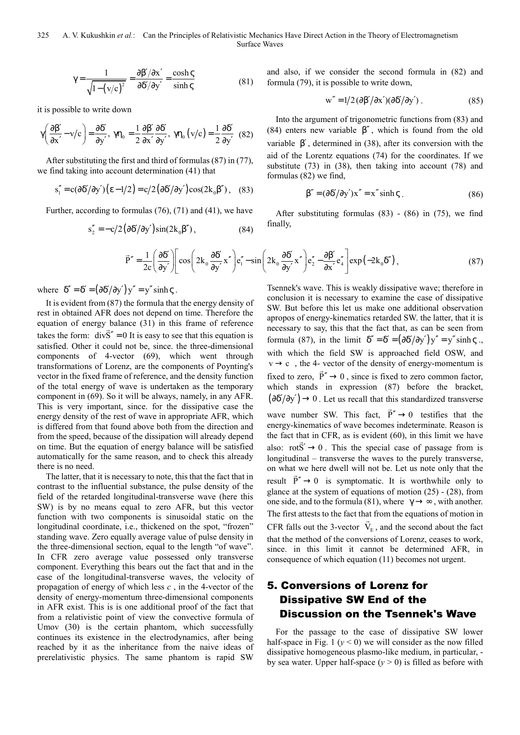$$\gamma = \frac{1}{\sqrt{1-(v/c)^2}} = \frac{\partial\beta'/\partial x'}{\partial\delta'/\partial y'} = \frac{\cosh\varsigma}{\sinh\varsigma} \tag{81}$$

it is possible to write down

$$\gamma\left(\frac{\partial\beta'}{\partial x'} - v/c\right) = \frac{\partial\delta'}{\partial y'},\ \gamma\eta_0 = \frac{1}{2}\frac{\partial\beta'}{\partial x'}\frac{\partial\delta'}{\partial y'},\ \gamma\eta_0(v/c) = \frac{1}{2}\frac{\partial\delta'}{\partial y'} \tag{82}$$

After substituting the first and third of formulas (87) in (77), we find taking into account determination (41) that

$$s_1'' = c(\partial\delta'/\partial y')(\varepsilon - 1/2) = c/2(\partial\delta'/\partial y')\cos(2k_0\beta''), \tag{83}$$

Further, according to formulas (76), (71) and (41), we have

$$s_2'' = -c/2(\partial\delta'/\partial y')\sin(2k_0\beta''), \tag{84}$$

and also, if we consider the second formula in (82) and formula (79), it is possible to write down,

$$w'' = 1/2(\partial\beta'/\partial x')(\partial\delta'/\partial y'). \tag{85}$$

Into the argument of trigonometric functions from (83) and (84) enters new variable $\beta''$, which is found from the old variable $\beta'$, determined in (38), after its conversion with the aid of the Lorentz equations (74) for the coordinates. If we substitute (73) in (38), then taking into account (78) and formulas (82) we find,

$$\beta'' = (\partial\delta'/\partial y')x'' = x''\sinh\varsigma. \tag{86}$$

After substituting formulas (83) - (86) in (75), we find finally,

$$\vec{P}'' = \frac{1}{2c}\left(\frac{\partial\delta'}{\partial y'}\right)\left[\cos\left(2k_0\frac{\partial\delta'}{\partial y'}x''\right)e_1'' - \sin\left(2k_0\frac{\partial\delta'}{\partial y'}x''\right)e_2'' - \frac{\partial\beta'}{\partial x'}e_4''\right]\exp\left(-2k_0\delta''\right), \tag{87}$$

where $\delta'' = \delta' = (\partial\delta'/\partial y')y'' = y''\sinh\varsigma$.

It is evident from (87) the formula that the energy density of rest in obtained AFR does not depend on time. Therefore the equation of energy balance (31) in this frame of reference takes the form: $\mathrm{div}\vec{S}'' = 0$ It is easy to see that this equation is satisfied. Other it could not be, since. the three-dimensional components of 4-vector (69), which went through transformations of Lorentz, are the components of Poynting's vector in the fixed frame of reference, and the density function of the total energy of wave is undertaken as the temporary component in (69). So it will be always, namely, in any AFR. This is very important, since. for the dissipative case the energy density of the rest of wave in appropriate AFR, which is differed from that found above both from the direction and from the speed, because of the dissipation will already depend on time. But the equation of energy balance will be satisfied automatically for the same reason, and to check this already there is no need.

The latter, that it is necessary to note, this that the fact that in contrast to the influential substance, the pulse density of the field of the retarded longitudinal-transverse wave (here this SW) is by no means equal to zero AFR, but this vector function with two components is sinusoidal static on the longitudinal coordinate, i.e., thickened on the spot, "frozen" standing wave. Zero equally average value of pulse density in the three-dimensional section, equal to the length "of wave". In CFR zero average value possessed only transverse component. Everything this bears out the fact that and in the case of the longitudinal-transverse waves, the velocity of propagation of energy of which less $c$, in the 4-vector of the density of energy-momentum three-dimensional components in AFR exist. This is is one additional proof of the fact that from a relativistic point of view the convective formula of Umov (30) is the certain phantom, which successfully continues its existence in the electrodynamics, after being reached by it as the inheritance from the naive ideas of prerelativistic physics. The same phantom is rapid SW Tsennek's wave. This is weakly dissipative wave; therefore in conclusion it is necessary to examine the case of dissipative SW. But before this let us make one additional observation apropos of energy-kinematics retarded SW. the latter, that it is necessary to say, this that the fact that, as can be seen from formula (87), in the limit $\delta'' = \delta' = (\partial\delta'/\partial y')y'' = y''\sinh\varsigma$., with which the field SW is approached field OSW, and $v \to c$, the 4- vector of the density of energy-momentum is fixed to zero, $\vec{P}'' \to 0$, since is fixed to zero common factor, which stands in expression (87) before the bracket, $(\partial\delta'/\partial y') \to 0$. Let us recall that this standardized transverse wave number SW. This fact, $\vec{P}'' \to 0$ testifies that the energy-kinematics of wave becomes indeterminate. Reason is the fact that in CFR, as is evident (60), in this limit we have also: $\mathrm{rot}\vec{S}' \to 0$. This the special case of passage from is longitudinal – transverse the waves to the purely transverse, on what we here dwell will not be. Let us note only that the result $\vec{P}'' \to 0$ is symptomatic. It is worthwhile only to glance at the system of equations of motion (25) - (28), from one side, and to the formula (81), where $\gamma \to \infty$, with another. The first attests to the fact that from the equations of motion in CFR falls out the 3-vector $\vec{V}_E$, and the second about the fact that the method of the conversions of Lorentz, ceases to work, since. in this limit it cannot be determined AFR, in consequence of which equation (11) becomes not urgent.

## 5. Conversions of Lorenz for Dissipative SW End of the Discussion on the Tsennek's Wave

For the passage to the case of dissipative SW lower half-space in Fig. 1 ($y < 0$) we will consider as the now filled dissipative homogeneous plasmo-like medium, in particular, - by sea water. Upper half-space ($y > 0$) is filled as before with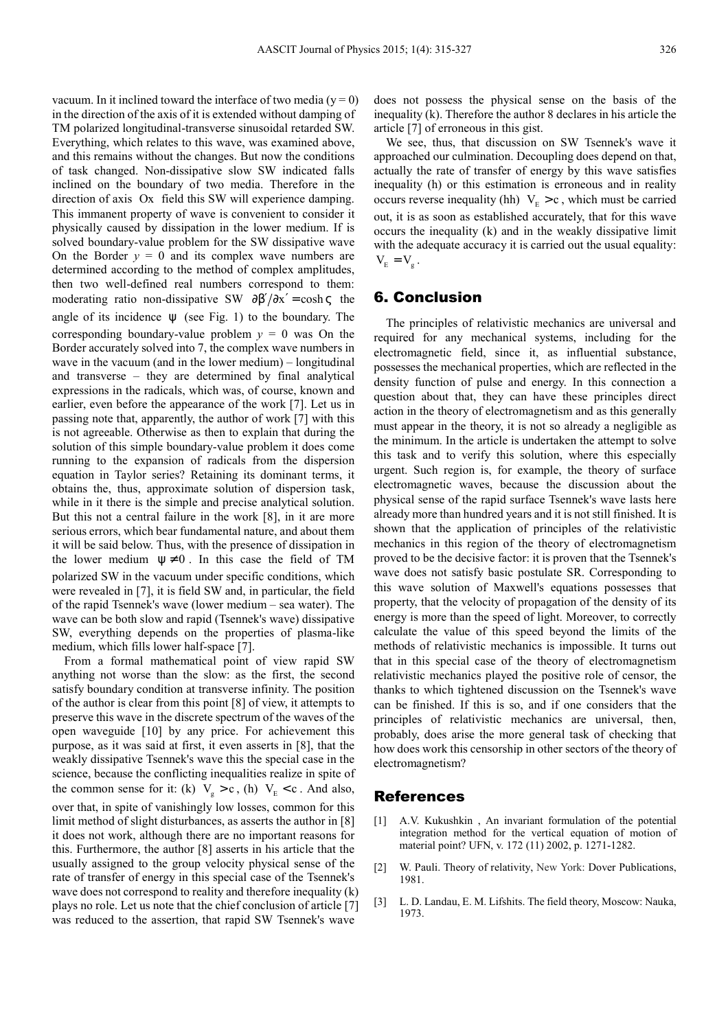vacuum. In it inclined toward the interface of two media ($y = 0$) in the direction of the axis of it is extended without damping of TM polarized longitudinal-transverse sinusoidal retarded SW. Everything, which relates to this wave, was examined above, and this remains without the changes. But now the conditions of task changed. Non-dissipative slow SW indicated falls inclined on the boundary of two media. Therefore in the direction of axis Ox field this SW will experience damping. This immanent property of wave is convenient to consider it physically caused by dissipation in the lower medium. If is solved boundary-value problem for the SW dissipative wave On the Border $y = 0$ and its complex wave numbers are determined according to the method of complex amplitudes, then two well-defined real numbers correspond to them: moderating ratio non-dissipative SW $\partial\beta'/\partial x' = \cosh\varsigma$ the angle of its incidence $\psi$ (see Fig. 1) to the boundary. The corresponding boundary-value problem $y = 0$ was On the Border accurately solved into 7, the complex wave numbers in wave in the vacuum (and in the lower medium) – longitudinal and transverse – they are determined by final analytical expressions in the radicals, which was, of course, known and earlier, even before the appearance of the work [7]. Let us in passing note that, apparently, the author of work [7] with this is not agreeable. Otherwise as then to explain that during the solution of this simple boundary-value problem it does come running to the expansion of radicals from the dispersion equation in Taylor series? Retaining its dominant terms, it obtains the, thus, approximate solution of dispersion task, while in it there is the simple and precise analytical solution. But this not a central failure in the work [8], in it are more serious errors, which bear fundamental nature, and about them it will be said below. Thus, with the presence of dissipation in the lower medium $\psi \neq 0$. In this case the field of TM polarized SW in the vacuum under specific conditions, which were revealed in [7], it is field SW and, in particular, the field of the rapid Tsennek's wave (lower medium – sea water). The wave can be both slow and rapid (Tsennek's wave) dissipative SW, everything depends on the properties of plasma-like medium, which fills lower half-space [7].

From a formal mathematical point of view rapid SW anything not worse than the slow: as the first, the second satisfy boundary condition at transverse infinity. The position of the author is clear from this point [8] of view, it attempts to preserve this waves in the discrete spectrum of the waves of the open waveguide [10] by any price. For achievement this purpose, as it was said at first, it even asserts in [8], that the weakly dissipative Tsennek's wave this the special case in the science, because the conflicting inequalities realize in spite of the common sense for it: (k) $V_g > c$, (h) $V_E < c$. And also, over that, in spite of vanishingly low losses, common for this limit method of slight disturbances, as asserts the author in [8] it does not work, although there are no important reasons for this. Furthermore, the author [8] asserts in his article that the usually assigned to the group velocity physical sense of the rate of transfer of energy in this special case of the Tsennek's wave does not correspond to reality and therefore inequality (k) plays no role. Let us note that the chief conclusion of article [7] was reduced to the assertion, that rapid SW Tsennek's wave does not possess the physical sense on the basis of the inequality (k). Therefore the author 8 declares in his article the article [7] of erroneous in this gist.

We see, thus, that discussion on SW Tsennek's wave it approached our culmination. Decoupling does depend on that, actually the rate of transfer of energy by this wave satisfies inequality (h) or this estimation is erroneous and in reality occurs reverse inequality (hh) $V_E > c$, which must be carried out, it is as soon as established accurately, that for this wave occurs the inequality (k) and in the weakly dissipative limit with the adequate accuracy it is carried out the usual equality: $V_E = V_g$.

## 6. Conclusion

The principles of relativistic mechanics are universal and required for any mechanical systems, including for the electromagnetic field, since it, as influential substance, possesses the mechanical properties, which are reflected in the density function of pulse and energy. In this connection a question about that, they can have these principles direct action in the theory of electromagnetism and as this generally must appear in the theory, it is not so already a negligible as the minimum. In the article is undertaken the attempt to solve this task and to verify this solution, where this especially urgent. Such region is, for example, the theory of surface electromagnetic waves, because the discussion about the physical sense of the rapid surface Tsennek's wave lasts here already more than hundred years and it is not still finished. It is shown that the application of principles of the relativistic mechanics in this region of the theory of electromagnetism proved to be the decisive factor: it is proven that the Tsennek's wave does not satisfy basic postulate SR. Corresponding to this wave solution of Maxwell's equations possesses that property, that the velocity of propagation of the density of its energy is more than the speed of light. Moreover, to correctly calculate the value of this speed beyond the limits of the methods of relativistic mechanics is impossible. It turns out that in this special case of the theory of electromagnetism relativistic mechanics played the positive role of censor, the thanks to which tightened discussion on the Tsennek's wave can be finished. If this is so, and if one considers that the principles of relativistic mechanics are universal, then, probably, does arise the more general task of checking that how does work this censorship in other sectors of the theory of electromagnetism?

## References

[1] A.V. Kukushkin , An invariant formulation of the potential integration method for the vertical equation of motion of material point? UFN, v. 172 (11) 2002, p. 1271-1282.

[2] W. Pauli. Theory of relativity, New York: Dover Publications, 1981.

[3] L. D. Landau, E. M. Lifshits. The field theory, Moscow: Nauka, 1973.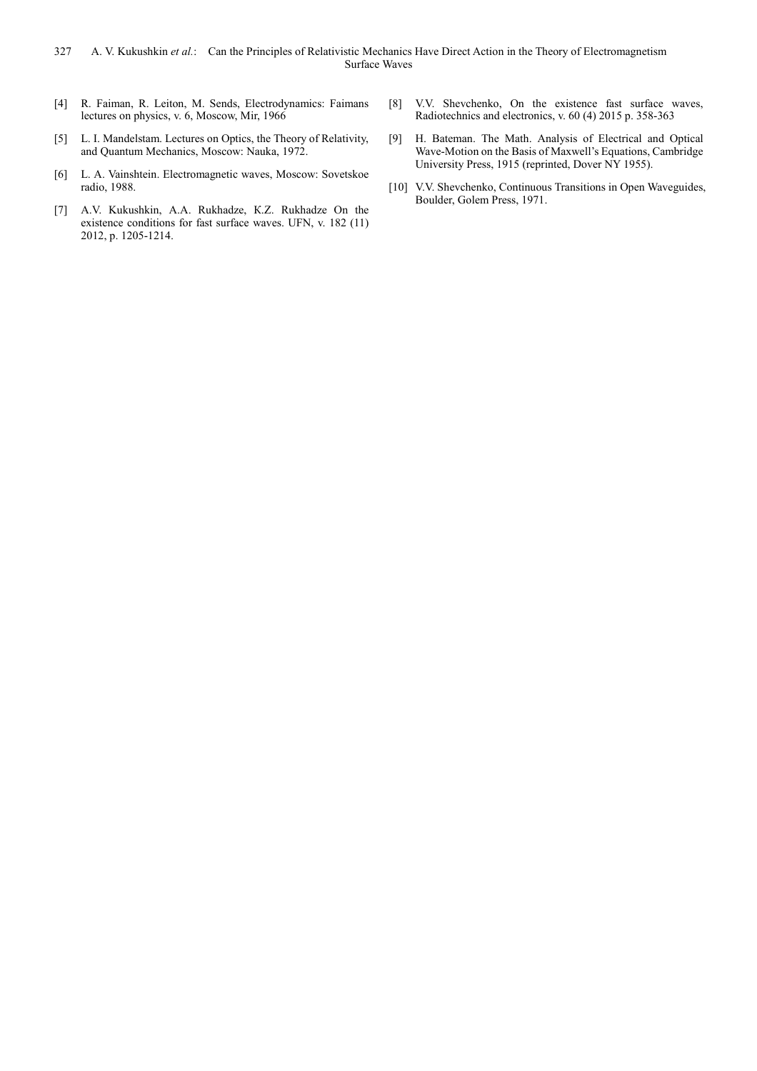[4] R. Faiman, R. Leiton, M. Sends, Electrodynamics: Faimans lectures on physics, v. 6, Moscow, Mir, 1966

[5] L. I. Mandelstam. Lectures on Optics, the Theory of Relativity, and Quantum Mechanics, Moscow: Nauka, 1972.

[6] L. A. Vainshtein. Electromagnetic waves, Moscow: Sovetskoe radio, 1988.

[7] A.V. Kukushkin, A.A. Rukhadze, K.Z. Rukhadze On the existence conditions for fast surface waves. UFN, v. 182 (11) 2012, p. 1205-1214.

[8] V.V. Shevchenko, On the existence fast surface waves, Radiotechnics and electronics, v. 60 (4) 2015 p. 358-363

[9] H. Bateman. The Math. Analysis of Electrical and Optical Wave-Motion on the Basis of Maxwell's Equations, Cambridge University Press, 1915 (reprinted, Dover NY 1955).

[10] V.V. Shevchenko, Continuous Transitions in Open Waveguides, Boulder, Golem Press, 1971.